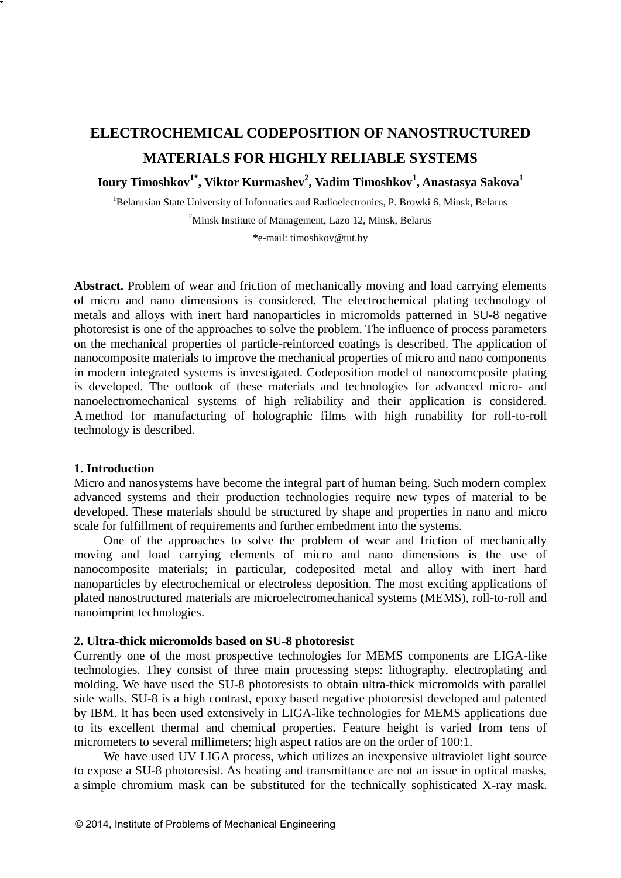# ELECTROCHEMICAL CODEPOSITION OF NANOSTRUCTURED MATERIALS FOR HIGHLY RELIABLE SYSTEMS

**Ioury Timoshkov[1*], Viktor Kurmashev[2], Vadim Timoshkov[1], Anastasya Sakova[1]**

[1]Belarusian State University of Informatics and Radioelectronics, P. Browki 6, Minsk, Belarus

[2]Minsk Institute of Management, Lazo 12, Minsk, Belarus

*e-mail: timoshkov@tut.by

**Abstract.** Problem of wear and friction of mechanically moving and load carrying elements of micro and nano dimensions is considered. The electrochemical plating technology of metals and alloys with inert hard nanoparticles in micromolds patterned in SU-8 negative photoresist is one of the approaches to solve the problem. The influence of process parameters on the mechanical properties of particle-reinforced coatings is described. The application of nanocomposite materials to improve the mechanical properties of micro and nano components in modern integrated systems is investigated. Codeposition model of nanocomcposite plating is developed. The outlook of these materials and technologies for advanced micro- and nanoelectromechanical systems of high reliability and their application is considered. A method for manufacturing of holographic films with high runability for roll-to-roll technology is described.

## 1. Introduction

Micro and nanosystems have become the integral part of human being. Such modern complex advanced systems and their production technologies require new types of material to be developed. These materials should be structured by shape and properties in nano and micro scale for fulfillment of requirements and further embedment into the systems.

One of the approaches to solve the problem of wear and friction of mechanically moving and load carrying elements of micro and nano dimensions is the use of nanocomposite materials; in particular, codeposited metal and alloy with inert hard nanoparticles by electrochemical or electroless deposition. The most exciting applications of plated nanostructured materials are microelectromechanical systems (MEMS), roll-to-roll and nanoimprint technologies.

## 2. Ultra-thick micromolds based on SU-8 photoresist

Currently one of the most prospective technologies for MEMS components are LIGA-like technologies. They consist of three main processing steps: lithography, electroplating and molding. We have used the SU-8 photoresists to obtain ultra-thick micromolds with parallel side walls. SU-8 is a high contrast, epoxy based negative photoresist developed and patented by IBM. It has been used extensively in LIGA-like technologies for MEMS applications due to its excellent thermal and chemical properties. Feature height is varied from tens of micrometers to several millimeters; high aspect ratios are on the order of 100:1.

We have used UV LIGA process, which utilizes an inexpensive ultraviolet light source to expose a SU-8 photoresist. As heating and transmittance are not an issue in optical masks, a simple chromium mask can be substituted for the technically sophisticated X-ray mask.

© 2014, Institute of Problems of Mechanical Engineering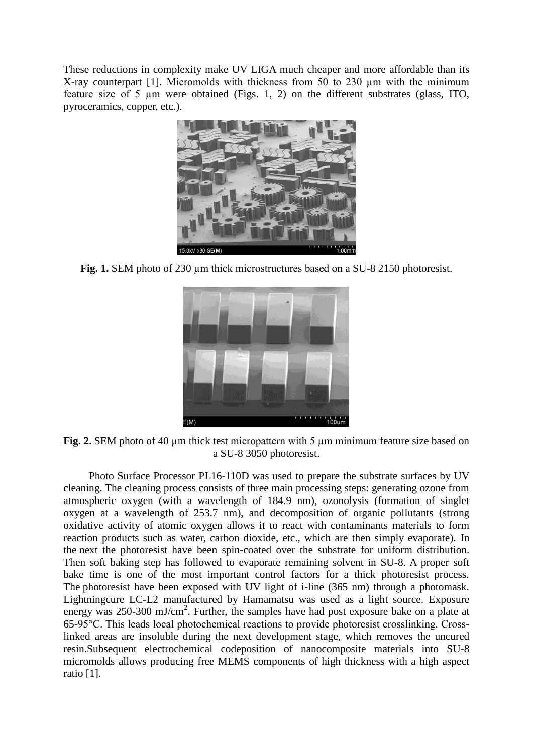These reductions in complexity make UV LIGA much cheaper and more affordable than its X-ray counterpart [1]. Micromolds with thickness from 50 to 230 μm with the minimum feature size of 5 μm were obtained (Figs. 1, 2) on the different substrates (glass, ITO, pyroceramics, copper, etc.).

**Fig. 1.** SEM photo of 230 μm thick microstructures based on a SU-8 2150 photoresist.

**Fig. 2.** SEM photo of 40 μm thick test micropattern with 5 μm minimum feature size based on a SU-8 3050 photoresist.

Photo Surface Processor PL16-110D was used to prepare the substrate surfaces by UV cleaning. The cleaning process consists of three main processing steps: generating ozone from atmospheric oxygen (with a wavelength of 184.9 nm), ozonolysis (formation of singlet oxygen at a wavelength of 253.7 nm), and decomposition of organic pollutants (strong oxidative activity of atomic oxygen allows it to react with contaminants materials to form reaction products such as water, carbon dioxide, etc., which are then simply evaporate). In the next the photoresist have been spin-coated over the substrate for uniform distribution. Then soft baking step has followed to evaporate remaining solvent in SU-8. A proper soft bake time is one of the most important control factors for a thick photoresist process. The photoresist have been exposed with UV light of i-line (365 nm) through a photomask. Lightningcure LC-L2 manufactured by Hamamatsu was used as a light source. Exposure energy was 250-300 mJ/cm$^2$. Further, the samples have had post exposure bake on a plate at 65-95°C. This leads local photochemical reactions to provide photoresist crosslinking. Cross-linked areas are insoluble during the next development stage, which removes the uncured resin.Subsequent electrochemical codeposition of nanocomposite materials into SU-8 micromolds allows producing free MEMS components of high thickness with a high aspect ratio [1].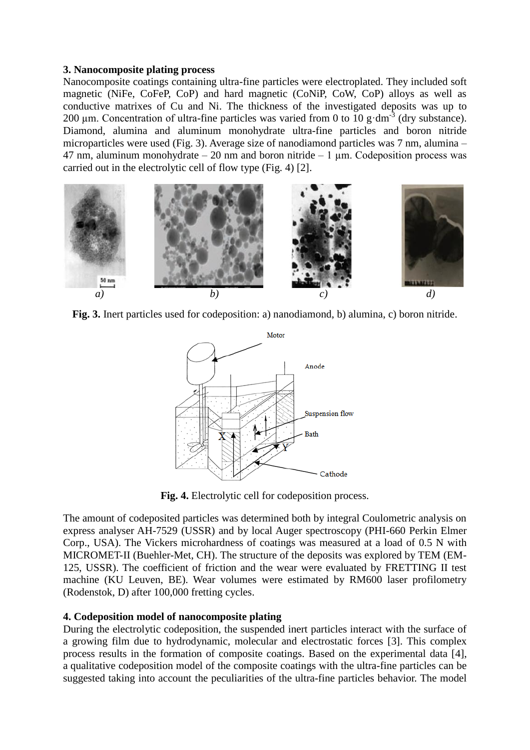### 3. Nanocomposite plating process

Nanocomposite coatings containing ultra-fine particles were electroplated. They included soft magnetic (NiFe, CoFeP, CoP) and hard magnetic (CoNiP, CoW, CoP) alloys as well as conductive matrixes of Cu and Ni. The thickness of the investigated deposits was up to 200 µm. Concentration of ultra-fine particles was varied from 0 to 10 $g \cdot dm^{-3}$ (dry substance). Diamond, alumina and aluminum monohydrate ultra-fine particles and boron nitride microparticles were used (Fig. 3). Average size of nanodiamond particles was 7 nm, alumina – 47 nm, aluminum monohydrate – 20 nm and boron nitride – 1 µm. Codeposition process was carried out in the electrolytic cell of flow type (Fig. 4) [2].

*a)* *b)* *c)* *d)*

**Fig. 3.** Inert particles used for codeposition: a) nanodiamond, b) alumina, c) boron nitride.

**Fig. 4.** Electrolytic cell for codeposition process.

The amount of codeposited particles was determined both by integral Coulometric analysis on express analyser AH-7529 (USSR) and by local Auger spectroscopy (PHI-660 Perkin Elmer Corp., USA). The Vickers microhardness of coatings was measured at a load of 0.5 N with MICROMET-II (Buehler-Met, CH). The structure of the deposits was explored by TEM (EM-125, USSR). The coefficient of friction and the wear were evaluated by FRETTING II test machine (KU Leuven, BE). Wear volumes were estimated by RM600 laser profilometry (Rodenstok, D) after 100,000 fretting cycles.

### 4. Codeposition model of nanocomposite plating

During the electrolytic codeposition, the suspended inert particles interact with the surface of a growing film due to hydrodynamic, molecular and electrostatic forces [3]. This complex process results in the formation of composite coatings. Based on the experimental data [4], a qualitative codeposition model of the composite coatings with the ultra-fine particles can be suggested taking into account the peculiarities of the ultra-fine particles behavior. The model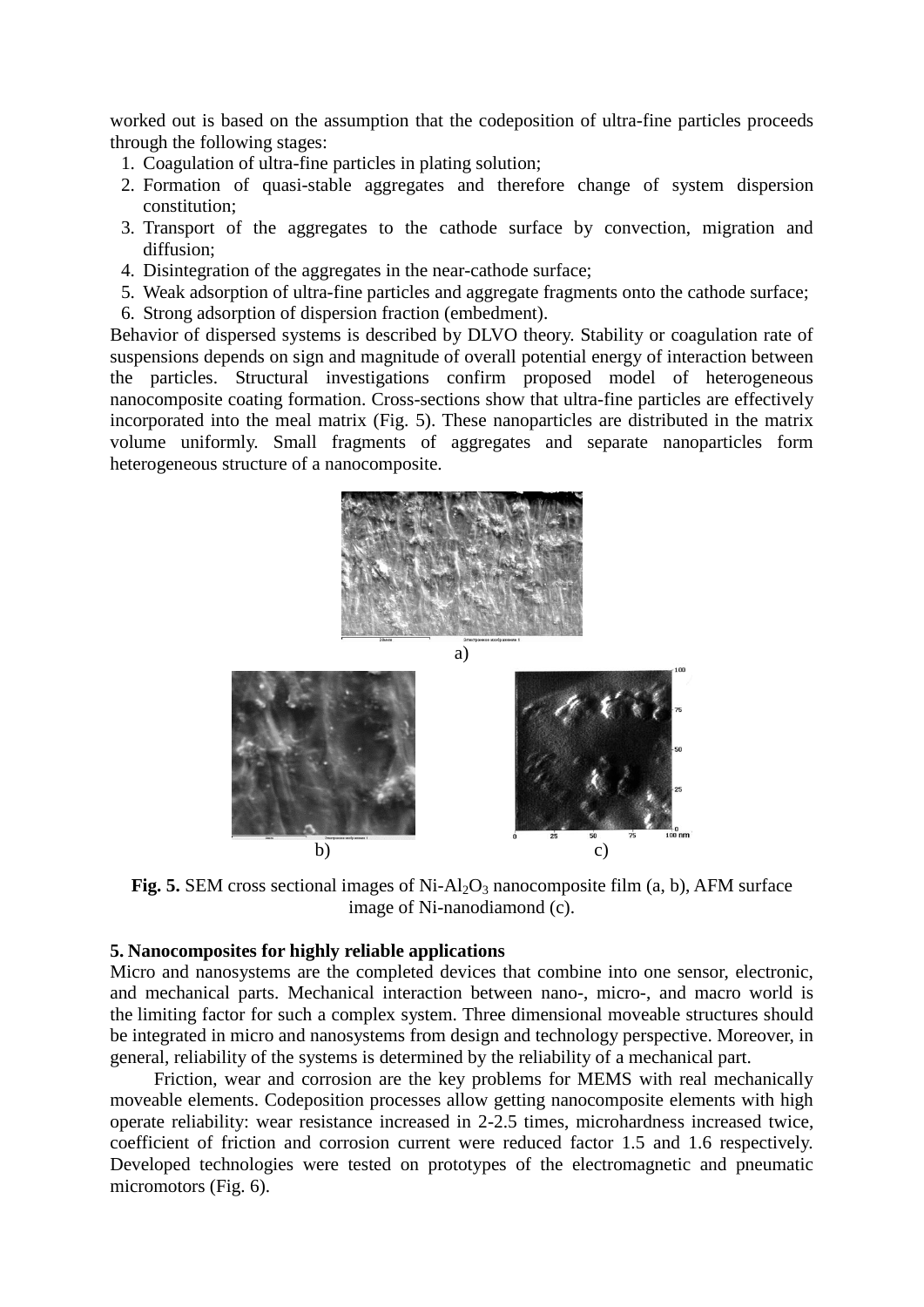worked out is based on the assumption that the codeposition of ultra-fine particles proceeds through the following stages:

1. Coagulation of ultra-fine particles in plating solution;
2. Formation of quasi-stable aggregates and therefore change of system dispersion constitution;
3. Transport of the aggregates to the cathode surface by convection, migration and diffusion;
4. Disintegration of the aggregates in the near-cathode surface;
5. Weak adsorption of ultra-fine particles and aggregate fragments onto the cathode surface;
6. Strong adsorption of dispersion fraction (embedment).

Behavior of dispersed systems is described by DLVO theory. Stability or coagulation rate of suspensions depends on sign and magnitude of overall potential energy of interaction between the particles. Structural investigations confirm proposed model of heterogeneous nanocomposite coating formation. Cross-sections show that ultra-fine particles are effectively incorporated into the meal matrix (Fig. 5). These nanoparticles are distributed in the matrix volume uniformly. Small fragments of aggregates and separate nanoparticles form heterogeneous structure of a nanocomposite.

a)

b) c)

**Fig. 5.** SEM cross sectional images of Ni-$Al_2O_3$ nanocomposite film (a, b), AFM surface image of Ni-nanodiamond (c).

### 5. Nanocomposites for highly reliable applications

Micro and nanosystems are the completed devices that combine into one sensor, electronic, and mechanical parts. Mechanical interaction between nano-, micro-, and macro world is the limiting factor for such a complex system. Three dimensional moveable structures should be integrated in micro and nanosystems from design and technology perspective. Moreover, in general, reliability of the systems is determined by the reliability of a mechanical part.

Friction, wear and corrosion are the key problems for MEMS with real mechanically moveable elements. Codeposition processes allow getting nanocomposite elements with high operate reliability: wear resistance increased in 2-2.5 times, microhardness increased twice, coefficient of friction and corrosion current were reduced factor 1.5 and 1.6 respectively. Developed technologies were tested on prototypes of the electromagnetic and pneumatic micromotors (Fig. 6).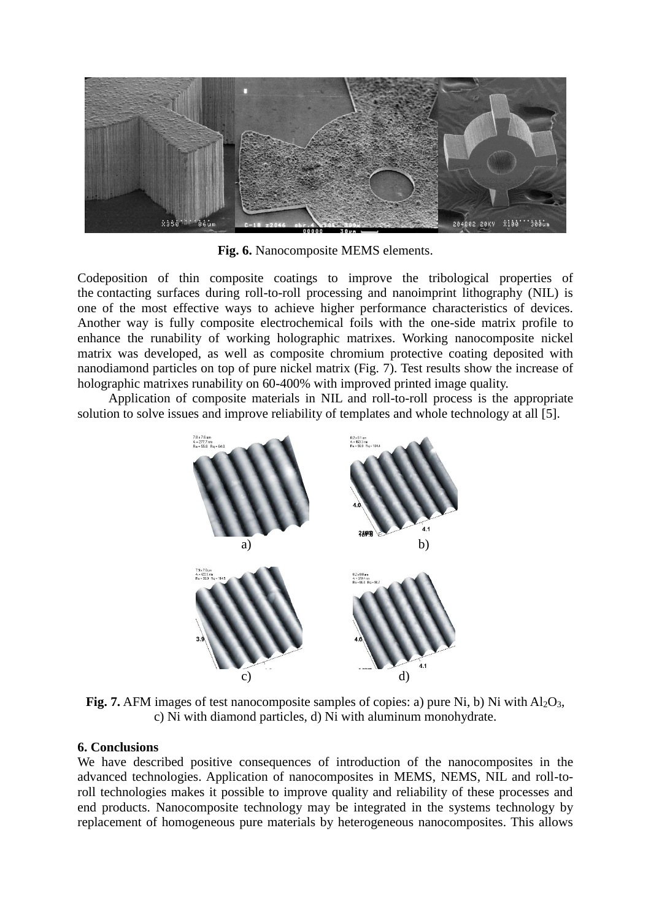**Fig. 6.** Nanocomposite MEMS elements.

Codeposition of thin composite coatings to improve the tribological properties of the contacting surfaces during roll-to-roll processing and nanoimprint lithography (NIL) is one of the most effective ways to achieve higher performance characteristics of devices. Another way is fully composite electrochemical foils with the one-side matrix profile to enhance the runability of working holographic matrixes. Working nanocomposite nickel matrix was developed, as well as composite chromium protective coating deposited with nanodiamond particles on top of pure nickel matrix (Fig. 7). Test results show the increase of holographic matrixes runability on 60-400% with improved printed image quality.

Application of composite materials in NIL and roll-to-roll process is the appropriate solution to solve issues and improve reliability of templates and whole technology at all [5].

**Fig. 7.** AFM images of test nanocomposite samples of copies: a) pure Ni, b) Ni with $Al_2O_3$, c) Ni with diamond particles, d) Ni with aluminum monohydrate.

## 6. Conclusions

We have described positive consequences of introduction of the nanocomposites in the advanced technologies. Application of nanocomposites in MEMS, NEMS, NIL and roll-to-roll technologies makes it possible to improve quality and reliability of these processes and end products. Nanocomposite technology may be integrated in the systems technology by replacement of homogeneous pure materials by heterogeneous nanocomposites. This allows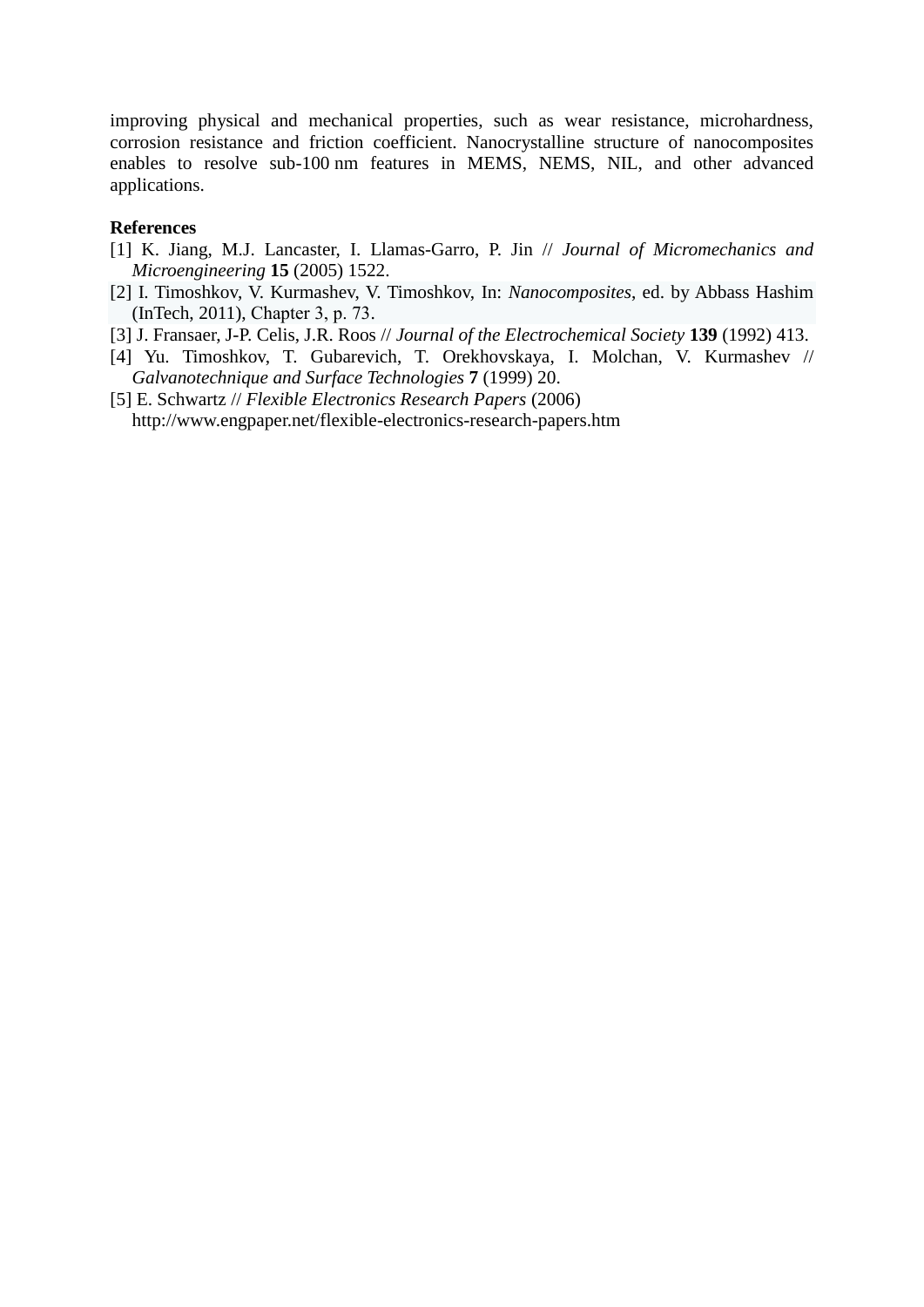improving physical and mechanical properties, such as wear resistance, microhardness, corrosion resistance and friction coefficient. Nanocrystalline structure of nanocomposites enables to resolve sub-100 nm features in MEMS, NEMS, NIL, and other advanced applications.

**References**

[1] K. Jiang, M.J. Lancaster, I. Llamas-Garro, P. Jin // *Journal of Micromechanics and Microengineering* **15** (2005) 1522.

[2] I. Timoshkov, V. Kurmashev, V. Timoshkov, In: *Nanocomposites*, ed. by Abbass Hashim (InTech, 2011), Chapter 3, p. 73.

[3] J. Fransaer, J-P. Celis, J.R. Roos // *Journal of the Electrochemical Society* **139** (1992) 413.

[4] Yu. Timoshkov, T. Gubarevich, T. Orekhovskaya, I. Molchan, V. Kurmashev // *Galvanotechnique and Surface Technologies* **7** (1999) 20.

[5] E. Schwartz // *Flexible Electronics Research Papers* (2006) http://www.engpaper.net/flexible-electronics-research-papers.htm